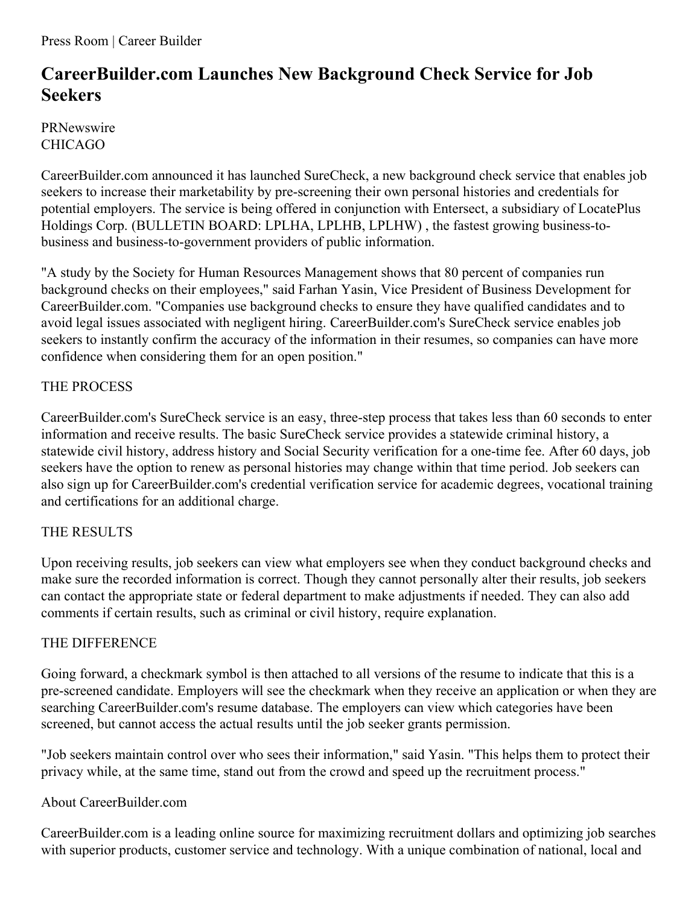Press Room | Career Builder

# CareerBuilder.com Launches New Background Check Service for Job Seekers

PRNewswire
CHICAGO

CareerBuilder.com announced it has launched SureCheck, a new background check service that enables job seekers to increase their marketability by pre-screening their own personal histories and credentials for potential employers. The service is being offered in conjunction with Entersect, a subsidiary of LocatePlus Holdings Corp. (BULLETIN BOARD: LPLHA, LPLHB, LPLHW) , the fastest growing business-to-business and business-to-government providers of public information.

"A study by the Society for Human Resources Management shows that 80 percent of companies run background checks on their employees," said Farhan Yasin, Vice President of Business Development for CareerBuilder.com. "Companies use background checks to ensure they have qualified candidates and to avoid legal issues associated with negligent hiring. CareerBuilder.com's SureCheck service enables job seekers to instantly confirm the accuracy of the information in their resumes, so companies can have more confidence when considering them for an open position."

## THE PROCESS

CareerBuilder.com's SureCheck service is an easy, three-step process that takes less than 60 seconds to enter information and receive results. The basic SureCheck service provides a statewide criminal history, a statewide civil history, address history and Social Security verification for a one-time fee. After 60 days, job seekers have the option to renew as personal histories may change within that time period. Job seekers can also sign up for CareerBuilder.com's credential verification service for academic degrees, vocational training and certifications for an additional charge.

## THE RESULTS

Upon receiving results, job seekers can view what employers see when they conduct background checks and make sure the recorded information is correct. Though they cannot personally alter their results, job seekers can contact the appropriate state or federal department to make adjustments if needed. They can also add comments if certain results, such as criminal or civil history, require explanation.

## THE DIFFERENCE

Going forward, a checkmark symbol is then attached to all versions of the resume to indicate that this is a pre-screened candidate. Employers will see the checkmark when they receive an application or when they are searching CareerBuilder.com's resume database. The employers can view which categories have been screened, but cannot access the actual results until the job seeker grants permission.

"Job seekers maintain control over who sees their information," said Yasin. "This helps them to protect their privacy while, at the same time, stand out from the crowd and speed up the recruitment process."

## About CareerBuilder.com

CareerBuilder.com is a leading online source for maximizing recruitment dollars and optimizing job searches with superior products, customer service and technology. With a unique combination of national, local and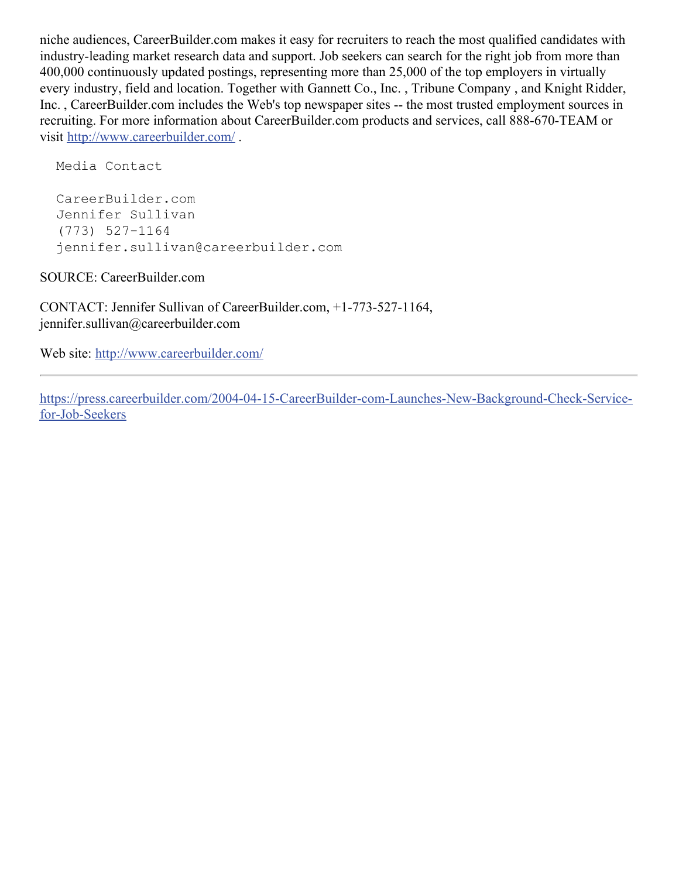niche audiences, CareerBuilder.com makes it easy for recruiters to reach the most qualified candidates with industry-leading market research data and support. Job seekers can search for the right job from more than 400,000 continuously updated postings, representing more than 25,000 of the top employers in virtually every industry, field and location. Together with Gannett Co., Inc. , Tribune Company , and Knight Ridder, Inc. , CareerBuilder.com includes the Web's top newspaper sites -- the most trusted employment sources in recruiting. For more information about CareerBuilder.com products and services, call 888-670-TEAM or visit http://www.careerbuilder.com/ .

```
Media Contact

CareerBuilder.com
Jennifer Sullivan
(773) 527-1164
jennifer.sullivan@careerbuilder.com
```

SOURCE: CareerBuilder.com

CONTACT: Jennifer Sullivan of CareerBuilder.com, +1-773-527-1164, jennifer.sullivan@careerbuilder.com

Web site: http://www.careerbuilder.com/

---

https://press.careerbuilder.com/2004-04-15-CareerBuilder-com-Launches-New-Background-Check-Service-for-Job-Seekers